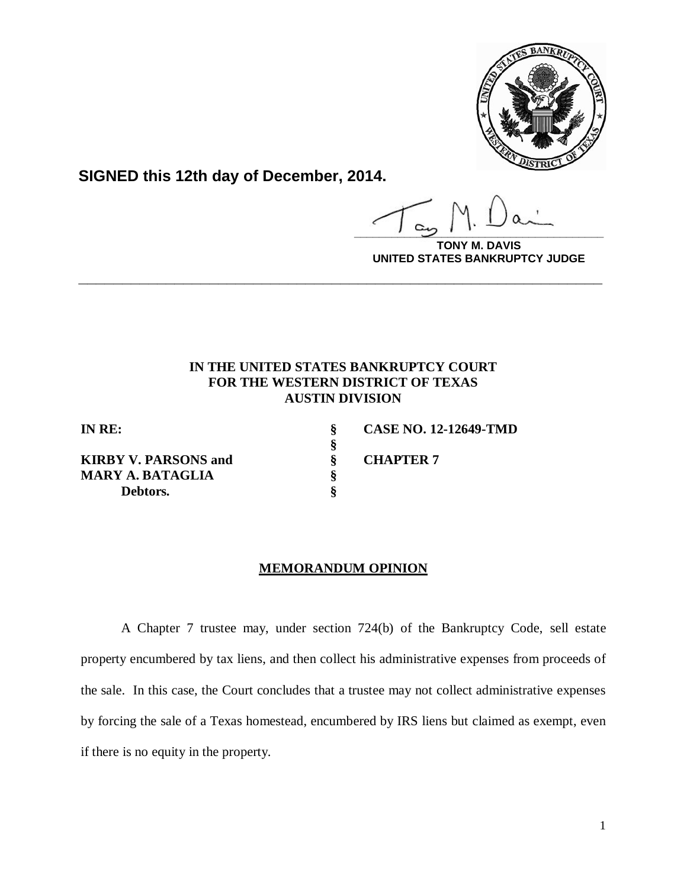**SIGNED this 12th day of December, 2014.**

**TONY M. DAVIS**
**UNITED STATES BANKRUPTCY JUDGE**

---

**IN THE UNITED STATES BANKRUPTCY COURT**
**FOR THE WESTERN DISTRICT OF TEXAS**
**AUSTIN DIVISION**

| | | |
|---|---|---|
| **IN RE:** | § | **CASE NO. 12-12649-TMD** |
| | § | |
| **KIRBY V. PARSONS and** | § | **CHAPTER 7** |
| **MARY A. BATAGLIA** | § | |
| **Debtors.** | § | |

## MEMORANDUM OPINION

A Chapter 7 trustee may, under section 724(b) of the Bankruptcy Code, sell estate property encumbered by tax liens, and then collect his administrative expenses from proceeds of the sale. In this case, the Court concludes that a trustee may not collect administrative expenses by forcing the sale of a Texas homestead, encumbered by IRS liens but claimed as exempt, even if there is no equity in the property.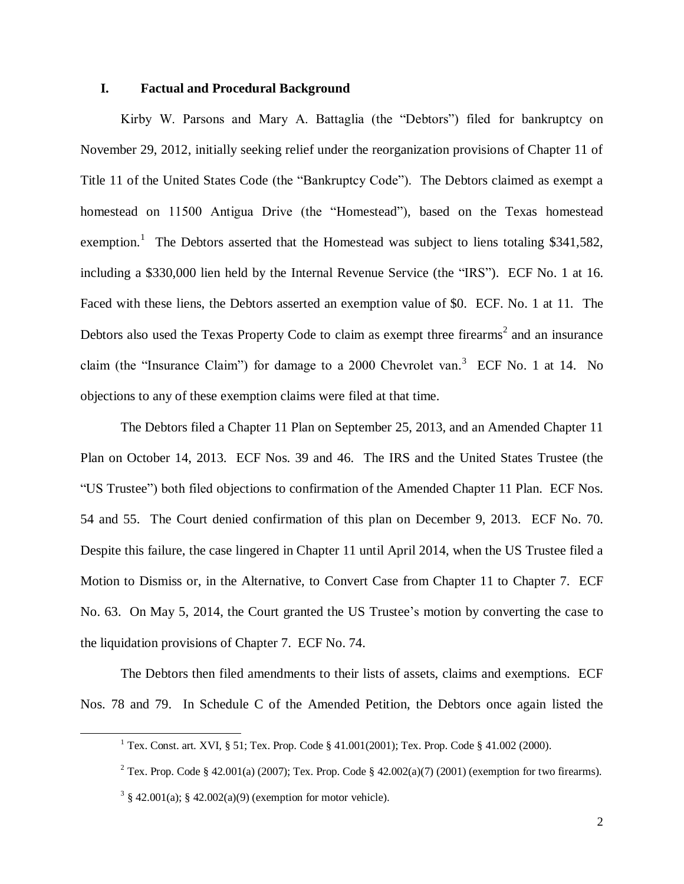## I. Factual and Procedural Background

Kirby W. Parsons and Mary A. Battaglia (the "Debtors") filed for bankruptcy on November 29, 2012, initially seeking relief under the reorganization provisions of Chapter 11 of Title 11 of the United States Code (the "Bankruptcy Code"). The Debtors claimed as exempt a homestead on 11500 Antigua Drive (the "Homestead"), based on the Texas homestead exemption.[1] The Debtors asserted that the Homestead was subject to liens totaling $341,582, including a $330,000 lien held by the Internal Revenue Service (the "IRS"). ECF No. 1 at 16. Faced with these liens, the Debtors asserted an exemption value of $0. ECF. No. 1 at 11. The Debtors also used the Texas Property Code to claim as exempt three firearms[2] and an insurance claim (the "Insurance Claim") for damage to a 2000 Chevrolet van.[3] ECF No. 1 at 14. No objections to any of these exemption claims were filed at that time.

The Debtors filed a Chapter 11 Plan on September 25, 2013, and an Amended Chapter 11 Plan on October 14, 2013. ECF Nos. 39 and 46. The IRS and the United States Trustee (the "US Trustee") both filed objections to confirmation of the Amended Chapter 11 Plan. ECF Nos. 54 and 55. The Court denied confirmation of this plan on December 9, 2013. ECF No. 70. Despite this failure, the case lingered in Chapter 11 until April 2014, when the US Trustee filed a Motion to Dismiss or, in the Alternative, to Convert Case from Chapter 11 to Chapter 7. ECF No. 63. On May 5, 2014, the Court granted the US Trustee's motion by converting the case to the liquidation provisions of Chapter 7. ECF No. 74.

The Debtors then filed amendments to their lists of assets, claims and exemptions. ECF Nos. 78 and 79. In Schedule C of the Amended Petition, the Debtors once again listed the

---

[1] Tex. Const. art. XVI, § 51; Tex. Prop. Code § 41.001(2001); Tex. Prop. Code § 41.002 (2000).

[2] Tex. Prop. Code § 42.001(a) (2007); Tex. Prop. Code § 42.002(a)(7) (2001) (exemption for two firearms).

[3] § 42.001(a); § 42.002(a)(9) (exemption for motor vehicle).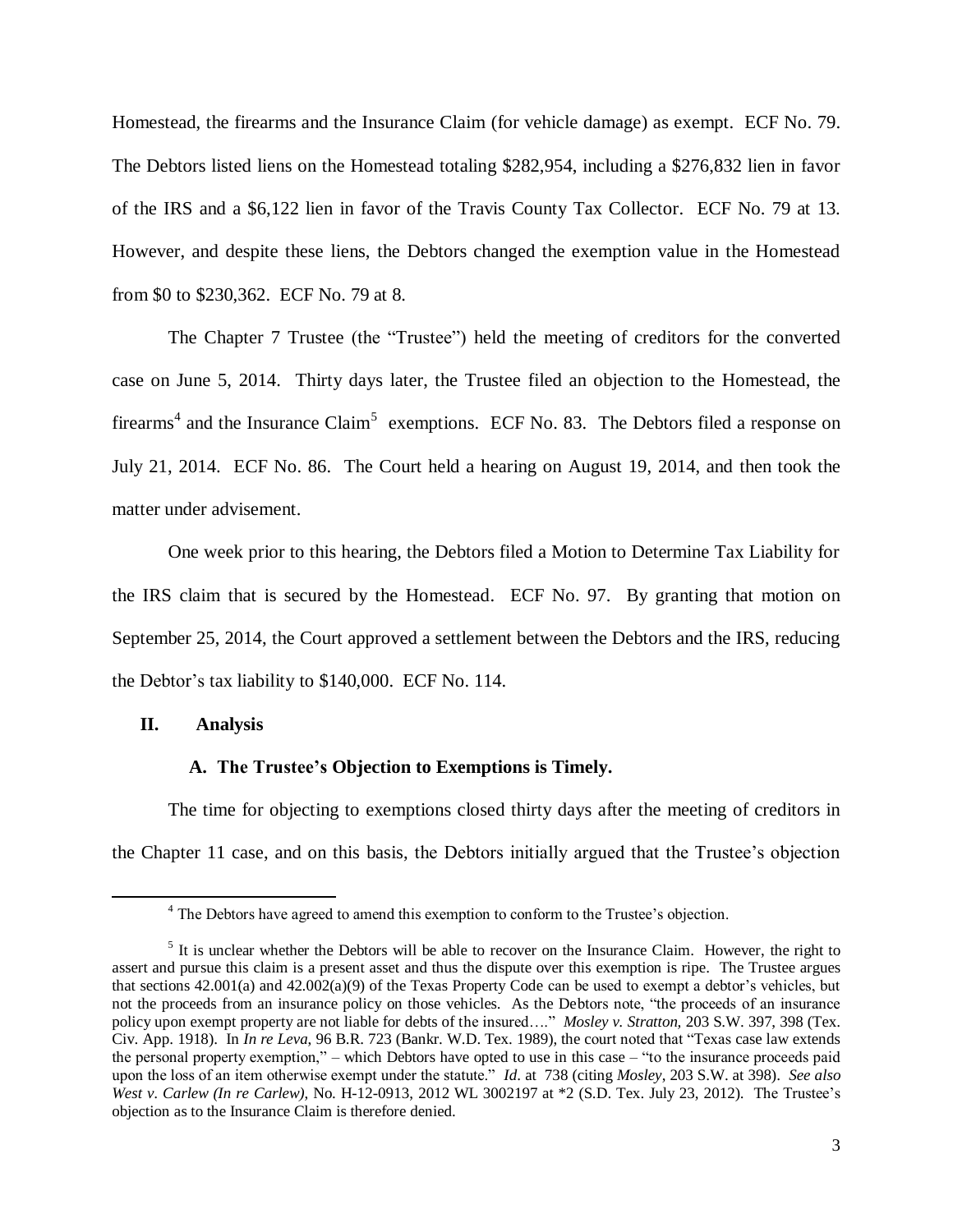Homestead, the firearms and the Insurance Claim (for vehicle damage) as exempt. ECF No. 79. The Debtors listed liens on the Homestead totaling $282,954, including a $276,832 lien in favor of the IRS and a $6,122 lien in favor of the Travis County Tax Collector. ECF No. 79 at 13. However, and despite these liens, the Debtors changed the exemption value in the Homestead from $0 to $230,362. ECF No. 79 at 8.

The Chapter 7 Trustee (the "Trustee") held the meeting of creditors for the converted case on June 5, 2014. Thirty days later, the Trustee filed an objection to the Homestead, the firearms[4] and the Insurance Claim[5] exemptions. ECF No. 83. The Debtors filed a response on July 21, 2014. ECF No. 86. The Court held a hearing on August 19, 2014, and then took the matter under advisement.

One week prior to this hearing, the Debtors filed a Motion to Determine Tax Liability for the IRS claim that is secured by the Homestead. ECF No. 97. By granting that motion on September 25, 2014, the Court approved a settlement between the Debtors and the IRS, reducing the Debtor's tax liability to $140,000. ECF No. 114.

## II. Analysis

### A. The Trustee's Objection to Exemptions is Timely.

The time for objecting to exemptions closed thirty days after the meeting of creditors in the Chapter 11 case, and on this basis, the Debtors initially argued that the Trustee's objection

---

[4] The Debtors have agreed to amend this exemption to conform to the Trustee's objection.

[5] It is unclear whether the Debtors will be able to recover on the Insurance Claim. However, the right to assert and pursue this claim is a present asset and thus the dispute over this exemption is ripe. The Trustee argues that sections 42.001(a) and 42.002(a)(9) of the Texas Property Code can be used to exempt a debtor's vehicles, but not the proceeds from an insurance policy on those vehicles. As the Debtors note, "the proceeds of an insurance policy upon exempt property are not liable for debts of the insured…." *Mosley v. Stratton*, 203 S.W. 397, 398 (Tex. Civ. App. 1918). In *In re Leva*, 96 B.R. 723 (Bankr. W.D. Tex. 1989), the court noted that "Texas case law extends the personal property exemption," – which Debtors have opted to use in this case – "to the insurance proceeds paid upon the loss of an item otherwise exempt under the statute." *Id*. at 738 (citing *Mosley*, 203 S.W. at 398). *See also West v. Carlew (In re Carlew)*, No. H-12-0913, 2012 WL 3002197 at *2 (S.D. Tex. July 23, 2012). The Trustee's objection as to the Insurance Claim is therefore denied.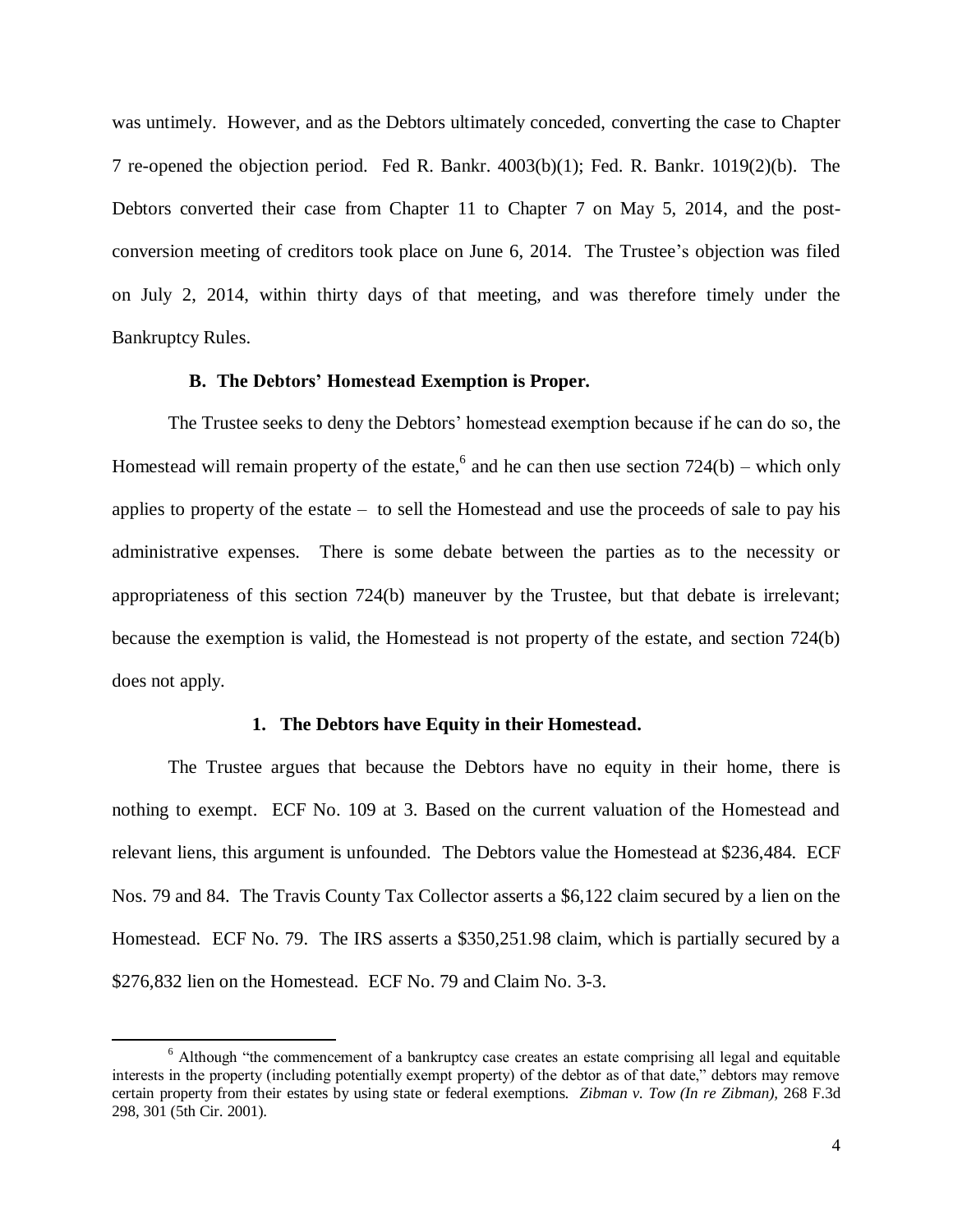was untimely. However, and as the Debtors ultimately conceded, converting the case to Chapter 7 re-opened the objection period. Fed R. Bankr. 4003(b)(1); Fed. R. Bankr. 1019(2)(b). The Debtors converted their case from Chapter 11 to Chapter 7 on May 5, 2014, and the post-conversion meeting of creditors took place on June 6, 2014. The Trustee's objection was filed on July 2, 2014, within thirty days of that meeting, and was therefore timely under the Bankruptcy Rules.

### B. The Debtors' Homestead Exemption is Proper.

The Trustee seeks to deny the Debtors' homestead exemption because if he can do so, the Homestead will remain property of the estate,[6] and he can then use section 724(b) – which only applies to property of the estate – to sell the Homestead and use the proceeds of sale to pay his administrative expenses. There is some debate between the parties as to the necessity or appropriateness of this section 724(b) maneuver by the Trustee, but that debate is irrelevant; because the exemption is valid, the Homestead is not property of the estate, and section 724(b) does not apply.

#### 1. The Debtors have Equity in their Homestead.

The Trustee argues that because the Debtors have no equity in their home, there is nothing to exempt. ECF No. 109 at 3. Based on the current valuation of the Homestead and relevant liens, this argument is unfounded. The Debtors value the Homestead at $236,484. ECF Nos. 79 and 84. The Travis County Tax Collector asserts a $6,122 claim secured by a lien on the Homestead. ECF No. 79. The IRS asserts a $350,251.98 claim, which is partially secured by a $276,832 lien on the Homestead. ECF No. 79 and Claim No. 3-3.

---

[6] Although "the commencement of a bankruptcy case creates an estate comprising all legal and equitable interests in the property (including potentially exempt property) of the debtor as of that date," debtors may remove certain property from their estates by using state or federal exemptions. *Zibman v. Tow (In re Zibman)*, 268 F.3d 298, 301 (5th Cir. 2001).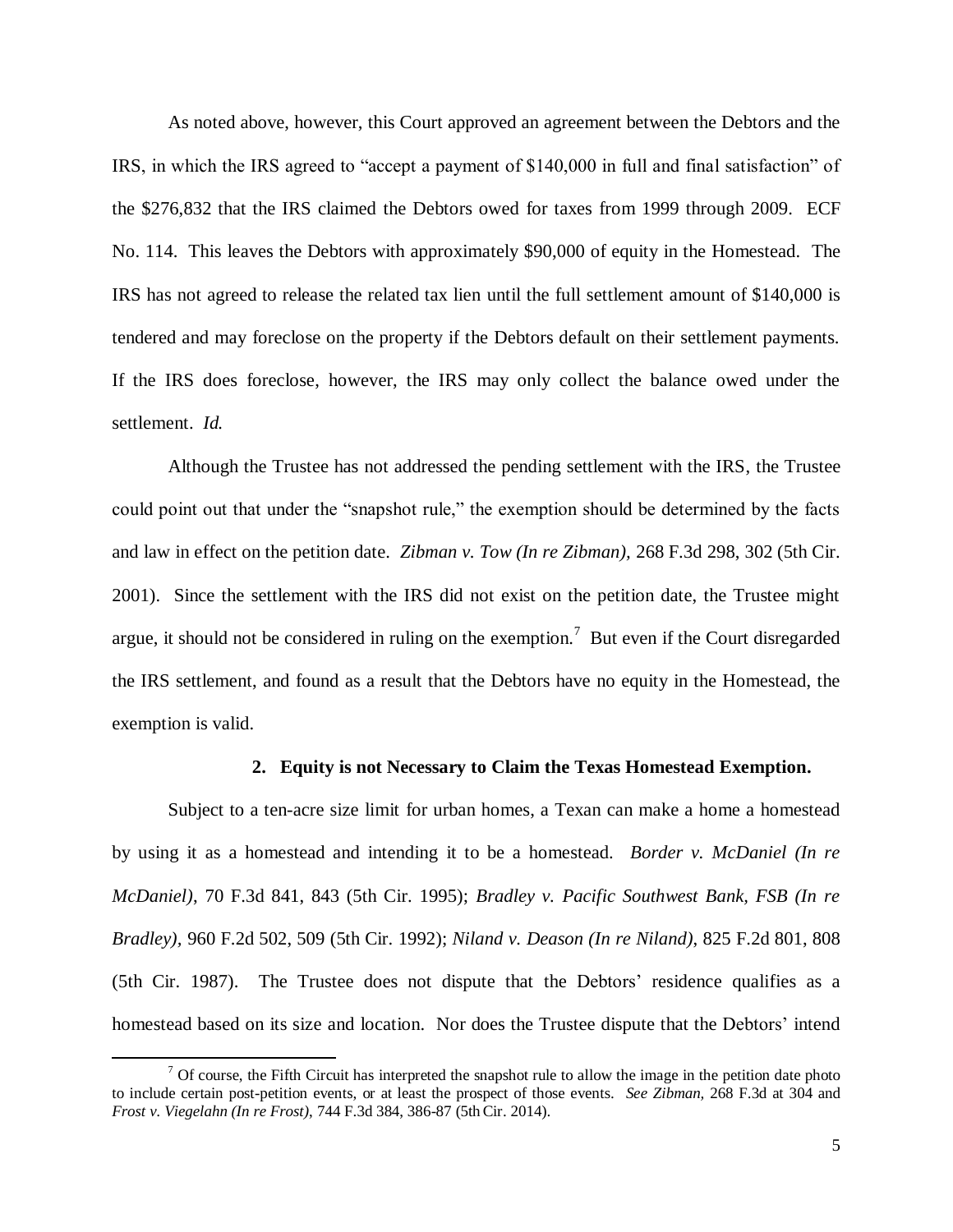As noted above, however, this Court approved an agreement between the Debtors and the IRS, in which the IRS agreed to "accept a payment of $140,000 in full and final satisfaction" of the $276,832 that the IRS claimed the Debtors owed for taxes from 1999 through 2009. ECF No. 114. This leaves the Debtors with approximately $90,000 of equity in the Homestead. The IRS has not agreed to release the related tax lien until the full settlement amount of $140,000 is tendered and may foreclose on the property if the Debtors default on their settlement payments. If the IRS does foreclose, however, the IRS may only collect the balance owed under the settlement. *Id.*

Although the Trustee has not addressed the pending settlement with the IRS, the Trustee could point out that under the "snapshot rule," the exemption should be determined by the facts and law in effect on the petition date. *Zibman v. Tow (In re Zibman),* 268 F.3d 298, 302 (5th Cir. 2001). Since the settlement with the IRS did not exist on the petition date, the Trustee might argue, it should not be considered in ruling on the exemption.[7] But even if the Court disregarded the IRS settlement, and found as a result that the Debtors have no equity in the Homestead, the exemption is valid.

### 2. Equity is not Necessary to Claim the Texas Homestead Exemption.

Subject to a ten-acre size limit for urban homes, a Texan can make a home a homestead by using it as a homestead and intending it to be a homestead. *Border v. McDaniel (In re McDaniel)*, 70 F.3d 841, 843 (5th Cir. 1995); *Bradley v. Pacific Southwest Bank, FSB (In re Bradley)*, 960 F.2d 502, 509 (5th Cir. 1992); *Niland v. Deason (In re Niland)*, 825 F.2d 801, 808 (5th Cir. 1987). The Trustee does not dispute that the Debtors' residence qualifies as a homestead based on its size and location. Nor does the Trustee dispute that the Debtors' intend

---

[7] Of course, the Fifth Circuit has interpreted the snapshot rule to allow the image in the petition date photo to include certain post-petition events, or at least the prospect of those events. *See Zibman*, 268 F.3d at 304 and *Frost v. Viegelahn (In re Frost)*, 744 F.3d 384, 386-87 (5th Cir. 2014).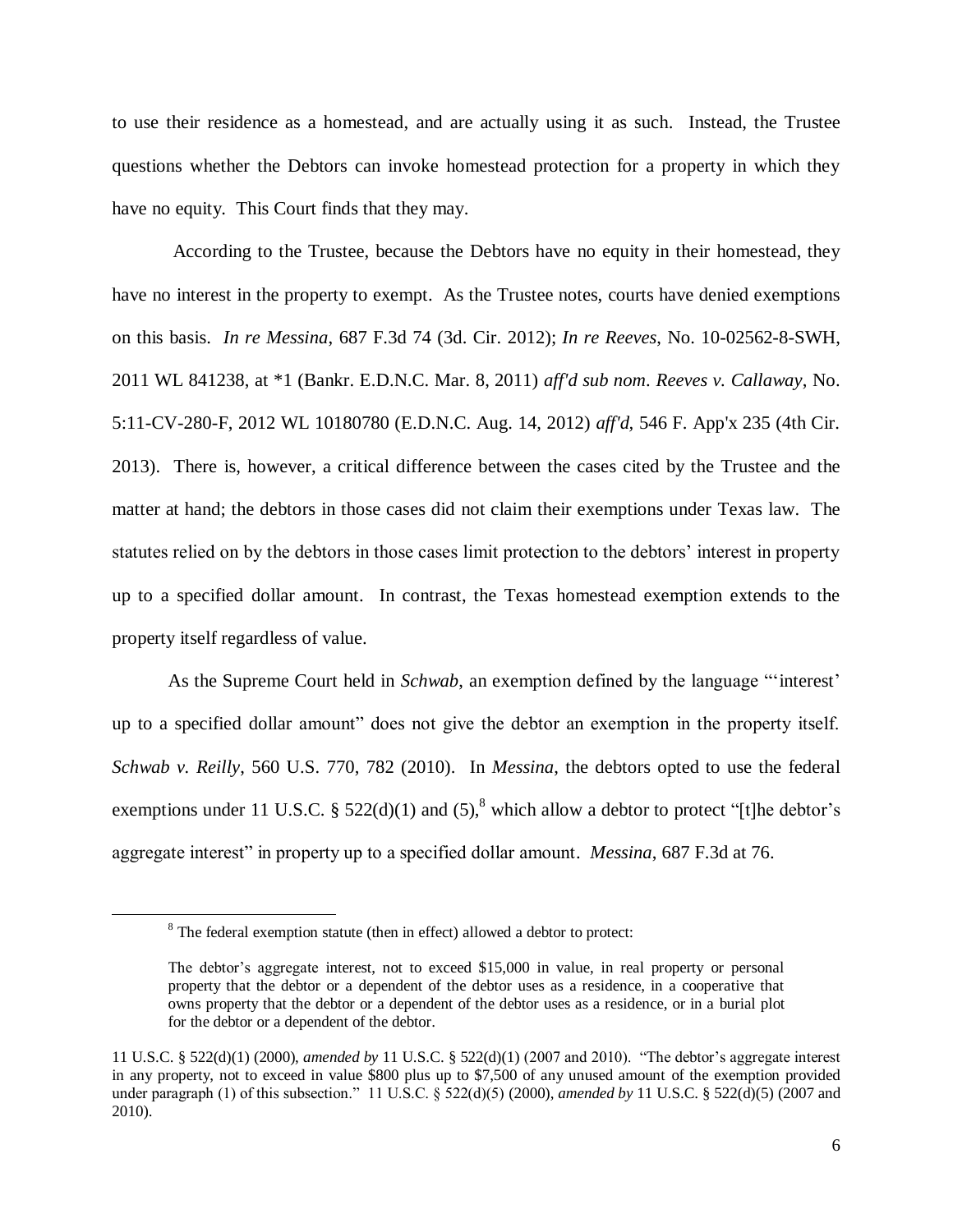to use their residence as a homestead, and are actually using it as such. Instead, the Trustee questions whether the Debtors can invoke homestead protection for a property in which they have no equity. This Court finds that they may.

According to the Trustee, because the Debtors have no equity in their homestead, they have no interest in the property to exempt. As the Trustee notes, courts have denied exemptions on this basis. *In re Messina*, 687 F.3d 74 (3d. Cir. 2012); *In re Reeves*, No. 10-02562-8-SWH, 2011 WL 841238, at *1 (Bankr. E.D.N.C. Mar. 8, 2011) *aff'd sub nom. Reeves v. Callaway*, No. 5:11-CV-280-F, 2012 WL 10180780 (E.D.N.C. Aug. 14, 2012) *aff'd*, 546 F. App'x 235 (4th Cir. 2013). There is, however, a critical difference between the cases cited by the Trustee and the matter at hand; the debtors in those cases did not claim their exemptions under Texas law. The statutes relied on by the debtors in those cases limit protection to the debtors' interest in property up to a specified dollar amount. In contrast, the Texas homestead exemption extends to the property itself regardless of value.

As the Supreme Court held in *Schwab*, an exemption defined by the language "'interest' up to a specified dollar amount" does not give the debtor an exemption in the property itself. *Schwab v. Reilly*, 560 U.S. 770, 782 (2010). In *Messina*, the debtors opted to use the federal exemptions under 11 U.S.C. § 522(d)(1) and (5),[8] which allow a debtor to protect "[t]he debtor's aggregate interest" in property up to a specified dollar amount. *Messina*, 687 F.3d at 76.

---

[8] The federal exemption statute (then in effect) allowed a debtor to protect:

> The debtor's aggregate interest, not to exceed $15,000 in value, in real property or personal property that the debtor or a dependent of the debtor uses as a residence, in a cooperative that owns property that the debtor or a dependent of the debtor uses as a residence, or in a burial plot for the debtor or a dependent of the debtor.

11 U.S.C. § 522(d)(1) (2000), *amended by* 11 U.S.C. § 522(d)(1) (2007 and 2010). "The debtor's aggregate interest in any property, not to exceed in value $800 plus up to $7,500 of any unused amount of the exemption provided under paragraph (1) of this subsection." 11 U.S.C. § 522(d)(5) (2000), *amended by* 11 U.S.C. § 522(d)(5) (2007 and 2010).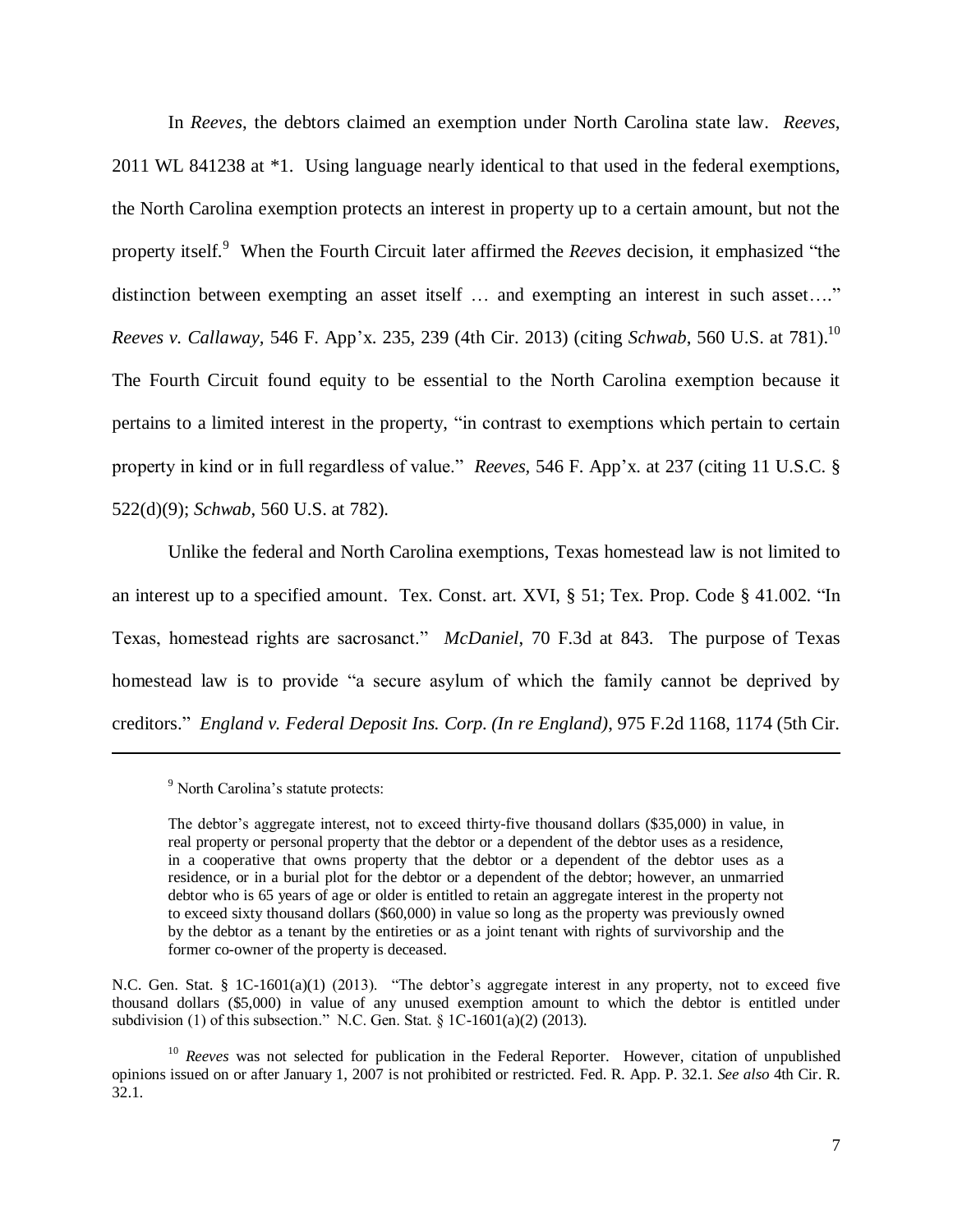In *Reeves*, the debtors claimed an exemption under North Carolina state law. *Reeves*, 2011 WL 841238 at *1. Using language nearly identical to that used in the federal exemptions, the North Carolina exemption protects an interest in property up to a certain amount, but not the property itself.[9] When the Fourth Circuit later affirmed the *Reeves* decision, it emphasized "the distinction between exempting an asset itself … and exempting an interest in such asset…." *Reeves v. Callaway*, 546 F. App'x. 235, 239 (4th Cir. 2013) (citing *Schwab*, 560 U.S. at 781).[10] The Fourth Circuit found equity to be essential to the North Carolina exemption because it pertains to a limited interest in the property, "in contrast to exemptions which pertain to certain property in kind or in full regardless of value." *Reeves*, 546 F. App'x. at 237 (citing 11 U.S.C. § 522(d)(9); *Schwab*, 560 U.S. at 782).

Unlike the federal and North Carolina exemptions, Texas homestead law is not limited to an interest up to a specified amount. Tex. Const. art. XVI, § 51; Tex. Prop. Code § 41.002. "In Texas, homestead rights are sacrosanct." *McDaniel*, 70 F.3d at 843. The purpose of Texas homestead law is to provide "a secure asylum of which the family cannot be deprived by creditors." *England v. Federal Deposit Ins. Corp. (In re England)*, 975 F.2d 1168, 1174 (5th Cir.

---

[9] North Carolina's statute protects:

> The debtor's aggregate interest, not to exceed thirty-five thousand dollars ($35,000) in value, in real property or personal property that the debtor or a dependent of the debtor uses as a residence, in a cooperative that owns property that the debtor or a dependent of the debtor uses as a residence, or in a burial plot for the debtor or a dependent of the debtor; however, an unmarried debtor who is 65 years of age or older is entitled to retain an aggregate interest in the property not to exceed sixty thousand dollars ($60,000) in value so long as the property was previously owned by the debtor as a tenant by the entireties or as a joint tenant with rights of survivorship and the former co-owner of the property is deceased.

N.C. Gen. Stat. § 1C-1601(a)(1) (2013). "The debtor's aggregate interest in any property, not to exceed five thousand dollars ($5,000) in value of any unused exemption amount to which the debtor is entitled under subdivision (1) of this subsection." N.C. Gen. Stat. § 1C-1601(a)(2) (2013).

[10] *Reeves* was not selected for publication in the Federal Reporter. However, citation of unpublished opinions issued on or after January 1, 2007 is not prohibited or restricted. Fed. R. App. P. 32.1. *See also* 4th Cir. R. 32.1.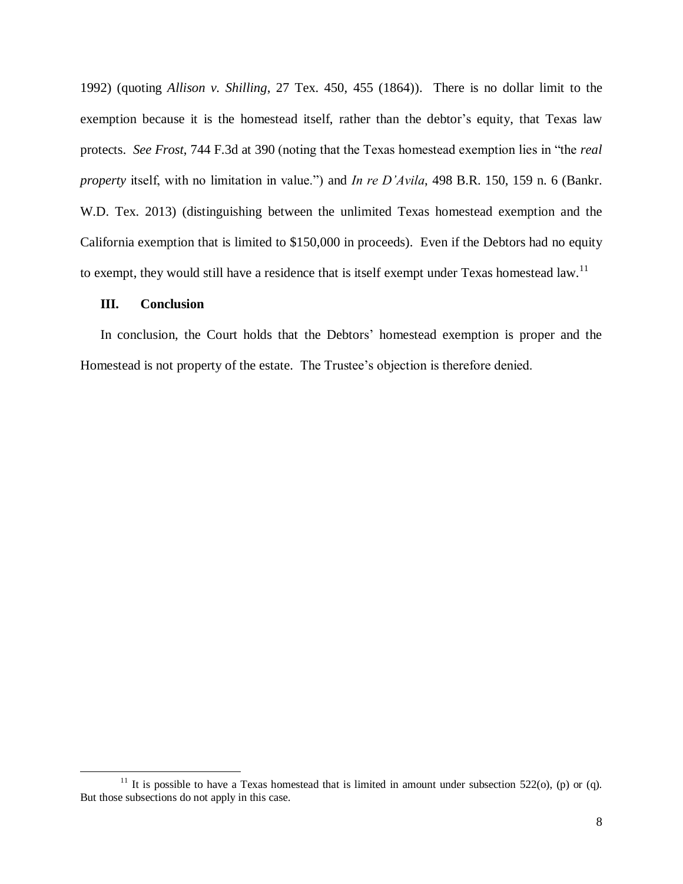1992) (quoting *Allison v. Shilling*, 27 Tex. 450, 455 (1864)). There is no dollar limit to the exemption because it is the homestead itself, rather than the debtor's equity, that Texas law protects. *See Frost*, 744 F.3d at 390 (noting that the Texas homestead exemption lies in "the *real property* itself, with no limitation in value.") and *In re D'Avila*, 498 B.R. 150, 159 n. 6 (Bankr. W.D. Tex. 2013) (distinguishing between the unlimited Texas homestead exemption and the California exemption that is limited to $150,000 in proceeds). Even if the Debtors had no equity to exempt, they would still have a residence that is itself exempt under Texas homestead law.[11]

## III. Conclusion

In conclusion, the Court holds that the Debtors' homestead exemption is proper and the Homestead is not property of the estate. The Trustee's objection is therefore denied.

[11] It is possible to have a Texas homestead that is limited in amount under subsection 522(o), (p) or (q). But those subsections do not apply in this case.